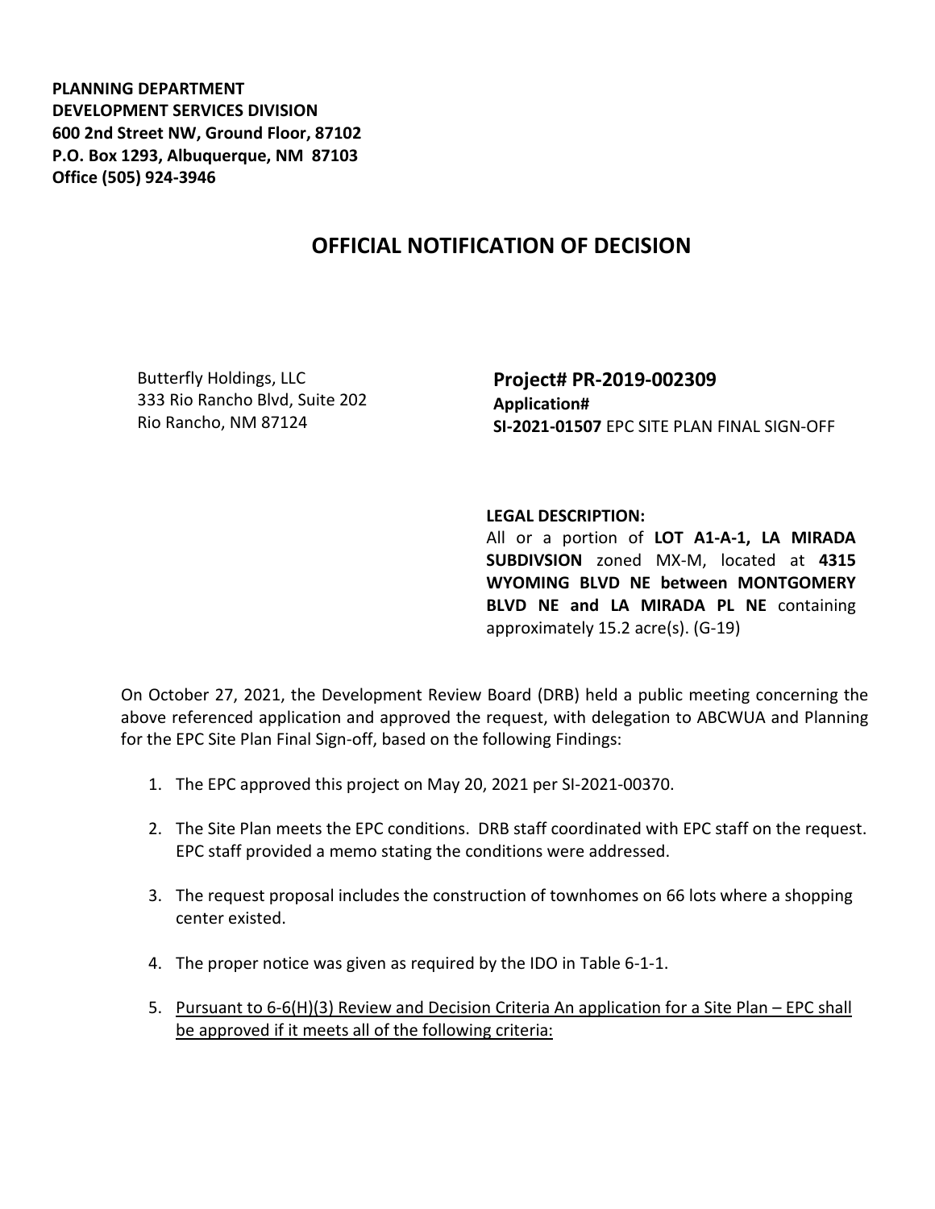**PLANNING DEPARTMENT**
**DEVELOPMENT SERVICES DIVISION**
**600 2nd Street NW, Ground Floor, 87102**
**P.O. Box 1293, Albuquerque, NM 87103**
**Office (505) 924-3946**

# OFFICIAL NOTIFICATION OF DECISION

Butterfly Holdings, LLC
333 Rio Rancho Blvd, Suite 202
Rio Rancho, NM 87124

**Project# PR-2019-002309**
**Application#**
**SI-2021-01507** EPC SITE PLAN FINAL SIGN-OFF

**LEGAL DESCRIPTION:**
All or a portion of **LOT A1-A-1, LA MIRADA SUBDIVSION** zoned MX-M, located at **4315 WYOMING BLVD NE between MONTGOMERY BLVD NE and LA MIRADA PL NE** containing approximately 15.2 acre(s). (G-19)

On October 27, 2021, the Development Review Board (DRB) held a public meeting concerning the above referenced application and approved the request, with delegation to ABCWUA and Planning for the EPC Site Plan Final Sign-off, based on the following Findings:

1. The EPC approved this project on May 20, 2021 per SI-2021-00370.
2. The Site Plan meets the EPC conditions. DRB staff coordinated with EPC staff on the request. EPC staff provided a memo stating the conditions were addressed.
3. The request proposal includes the construction of townhomes on 66 lots where a shopping center existed.
4. The proper notice was given as required by the IDO in Table 6-1-1.
5. Pursuant to 6-6(H)(3) Review and Decision Criteria An application for a Site Plan – EPC shall be approved if it meets all of the following criteria: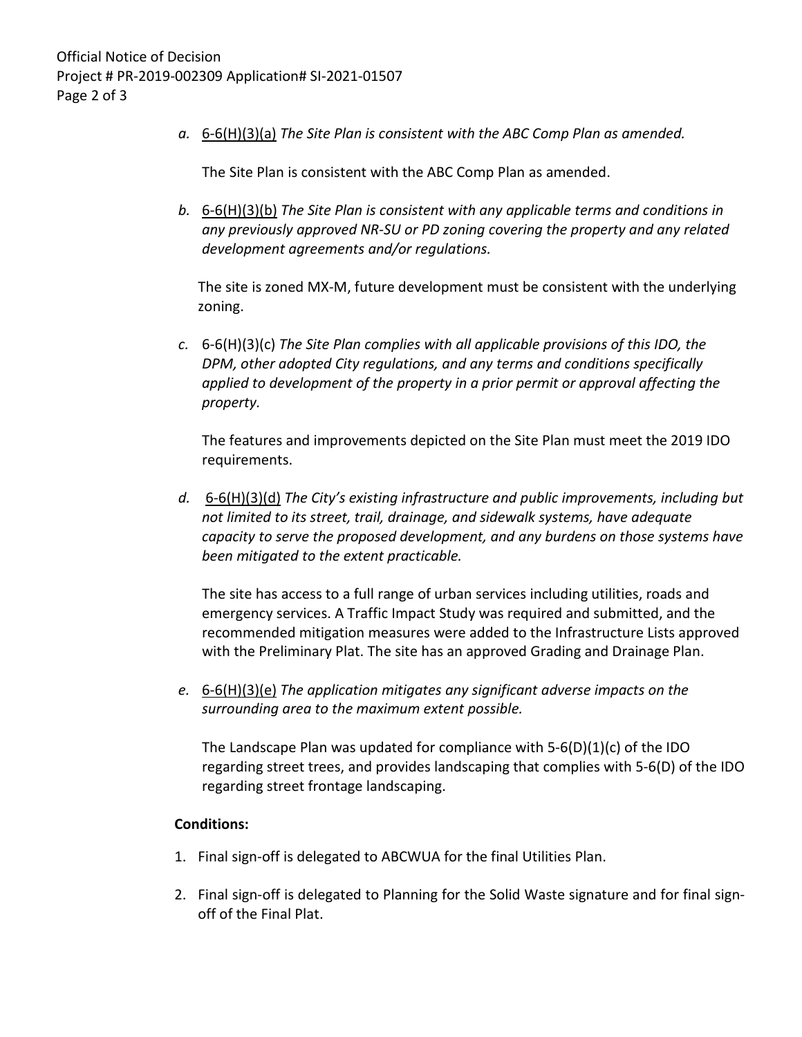*a.* 6-6(H)(3)(a) *The Site Plan is consistent with the ABC Comp Plan as amended.*

The Site Plan is consistent with the ABC Comp Plan as amended.

*b.* 6-6(H)(3)(b) *The Site Plan is consistent with any applicable terms and conditions in any previously approved NR-SU or PD zoning covering the property and any related development agreements and/or regulations.*

The site is zoned MX-M, future development must be consistent with the underlying zoning.

*c.* 6-6(H)(3)(c) *The Site Plan complies with all applicable provisions of this IDO, the DPM, other adopted City regulations, and any terms and conditions specifically applied to development of the property in a prior permit or approval affecting the property.*

The features and improvements depicted on the Site Plan must meet the 2019 IDO requirements.

*d.* 6-6(H)(3)(d) *The City's existing infrastructure and public improvements, including but not limited to its street, trail, drainage, and sidewalk systems, have adequate capacity to serve the proposed development, and any burdens on those systems have been mitigated to the extent practicable.*

The site has access to a full range of urban services including utilities, roads and emergency services. A Traffic Impact Study was required and submitted, and the recommended mitigation measures were added to the Infrastructure Lists approved with the Preliminary Plat. The site has an approved Grading and Drainage Plan.

*e.* 6-6(H)(3)(e) *The application mitigates any significant adverse impacts on the surrounding area to the maximum extent possible.*

The Landscape Plan was updated for compliance with 5-6(D)(1)(c) of the IDO regarding street trees, and provides landscaping that complies with 5-6(D) of the IDO regarding street frontage landscaping.

**Conditions:**

1. Final sign-off is delegated to ABCWUA for the final Utilities Plan.

2. Final sign-off is delegated to Planning for the Solid Waste signature and for final sign-off of the Final Plat.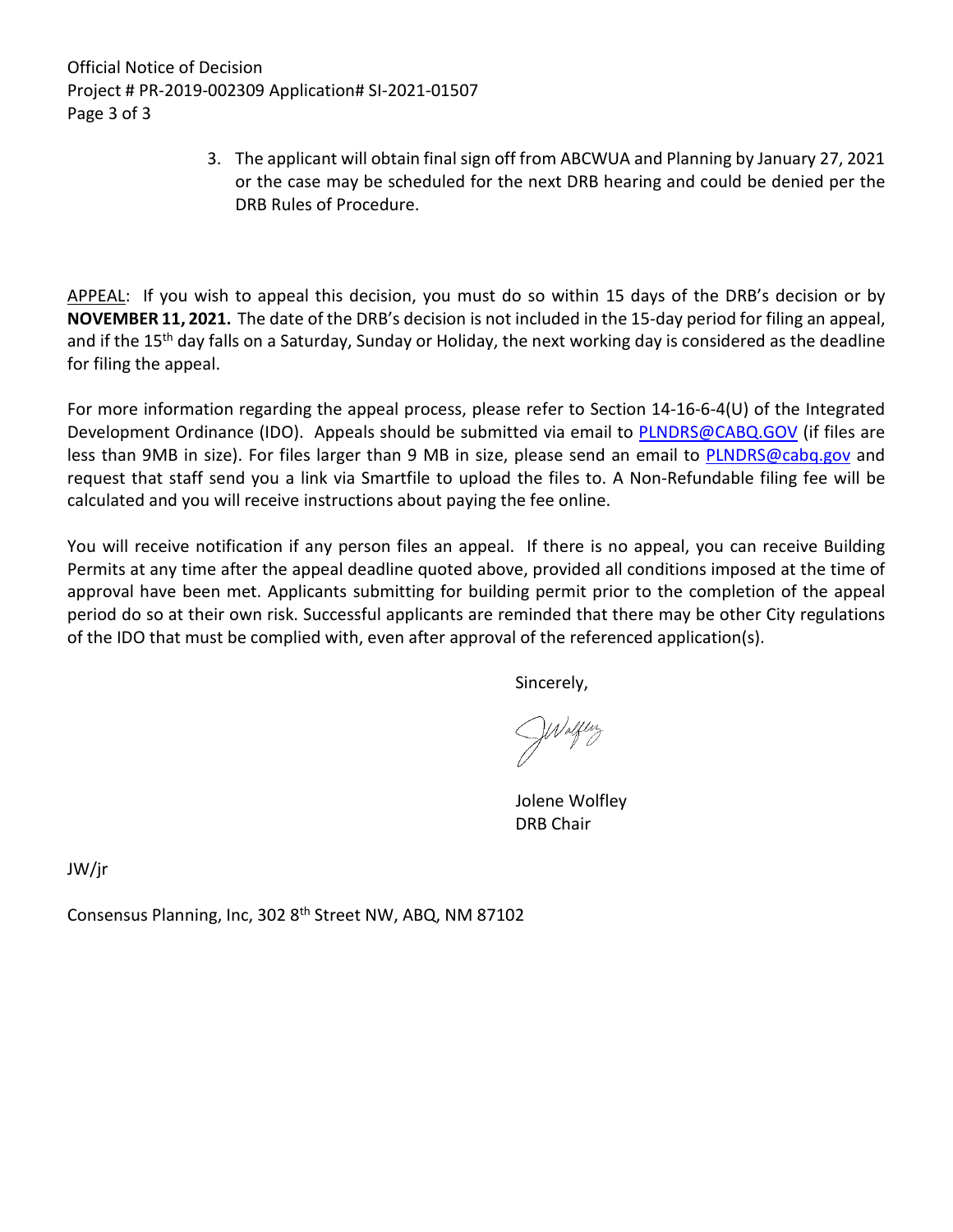3. The applicant will obtain final sign off from ABCWUA and Planning by January 27, 2021 or the case may be scheduled for the next DRB hearing and could be denied per the DRB Rules of Procedure.

APPEAL: If you wish to appeal this decision, you must do so within 15 days of the DRB's decision or by **NOVEMBER 11, 2021.** The date of the DRB's decision is not included in the 15-day period for filing an appeal, and if the 15th day falls on a Saturday, Sunday or Holiday, the next working day is considered as the deadline for filing the appeal.

For more information regarding the appeal process, please refer to Section 14-16-6-4(U) of the Integrated Development Ordinance (IDO). Appeals should be submitted via email to PLNDRS@CABQ.GOV (if files are less than 9MB in size). For files larger than 9 MB in size, please send an email to PLNDRS@cabq.gov and request that staff send you a link via Smartfile to upload the files to. A Non-Refundable filing fee will be calculated and you will receive instructions about paying the fee online.

You will receive notification if any person files an appeal. If there is no appeal, you can receive Building Permits at any time after the appeal deadline quoted above, provided all conditions imposed at the time of approval have been met. Applicants submitting for building permit prior to the completion of the appeal period do so at their own risk. Successful applicants are reminded that there may be other City regulations of the IDO that must be complied with, even after approval of the referenced application(s).

Sincerely,

Jolene Wolfley
DRB Chair

JW/jr

Consensus Planning, Inc, 302 8th Street NW, ABQ, NM 87102